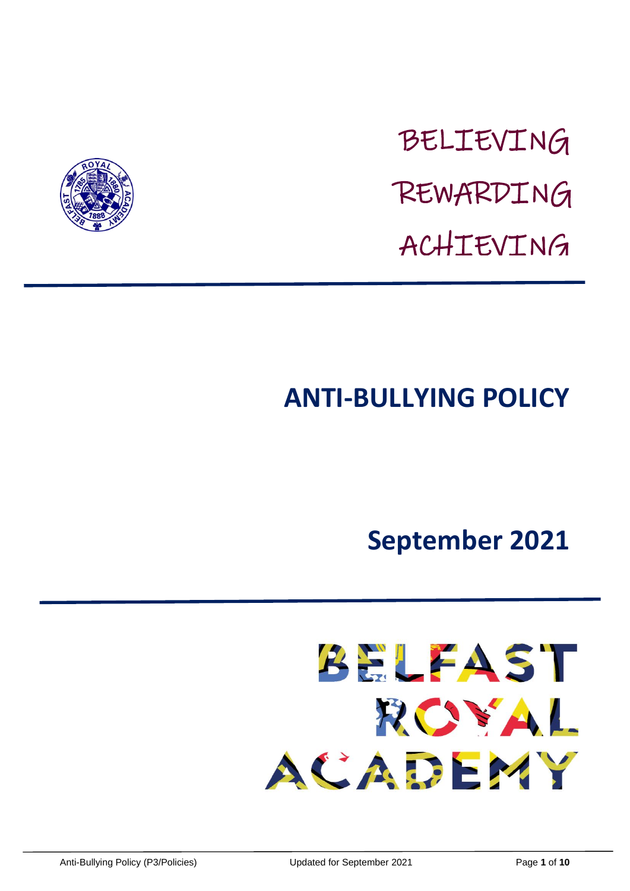BELIEVING

REWARDING

ACHIEVING

# ANTI-BULLYING POLICY

## September 2021

BELFAST ROYAL ACADEMY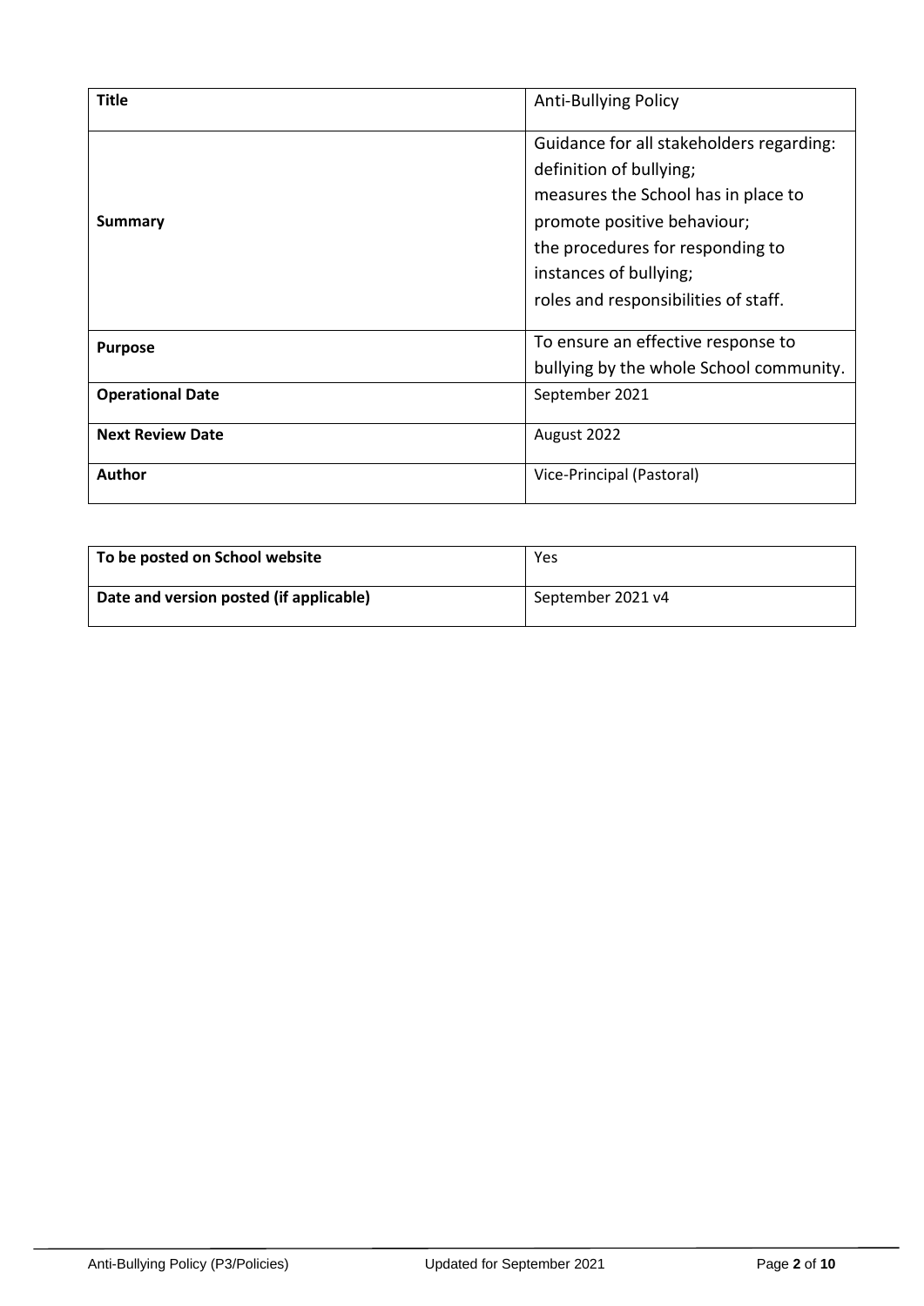| **Title** | Anti-Bullying Policy |
|---|---|
| **Summary** | Guidance for all stakeholders regarding:<br>definition of bullying;<br>measures the School has in place to promote positive behaviour;<br>the procedures for responding to instances of bullying;<br>roles and responsibilities of staff. |
| **Purpose** | To ensure an effective response to bullying by the whole School community. |
| **Operational Date** | September 2021 |
| **Next Review Date** | August 2022 |
| **Author** | Vice-Principal (Pastoral) |

| **To be posted on School website** | Yes |
|---|---|
| **Date and version posted (if applicable)** | September 2021 v4 |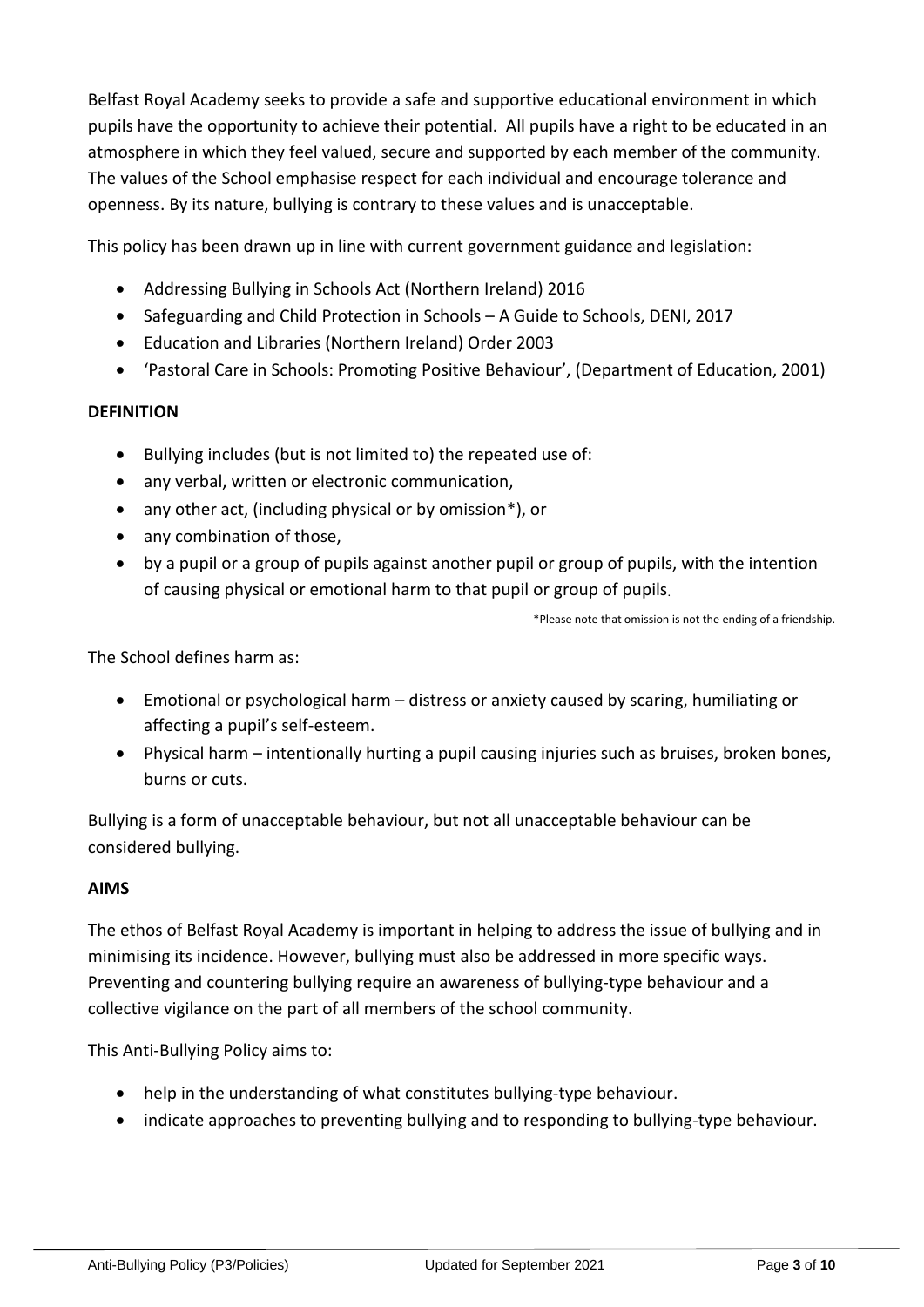Belfast Royal Academy seeks to provide a safe and supportive educational environment in which pupils have the opportunity to achieve their potential. All pupils have a right to be educated in an atmosphere in which they feel valued, secure and supported by each member of the community. The values of the School emphasise respect for each individual and encourage tolerance and openness. By its nature, bullying is contrary to these values and is unacceptable.

This policy has been drawn up in line with current government guidance and legislation:

- Addressing Bullying in Schools Act (Northern Ireland) 2016
- Safeguarding and Child Protection in Schools – A Guide to Schools, DENI, 2017
- Education and Libraries (Northern Ireland) Order 2003
- 'Pastoral Care in Schools: Promoting Positive Behaviour', (Department of Education, 2001)

**DEFINITION**

- Bullying includes (but is not limited to) the repeated use of:
- any verbal, written or electronic communication,
- any other act, (including physical or by omission*), or
- any combination of those,
- by a pupil or a group of pupils against another pupil or group of pupils, with the intention of causing physical or emotional harm to that pupil or group of pupils.

*Please note that omission is not the ending of a friendship.

The School defines harm as:

- Emotional or psychological harm – distress or anxiety caused by scaring, humiliating or affecting a pupil's self-esteem.
- Physical harm – intentionally hurting a pupil causing injuries such as bruises, broken bones, burns or cuts.

Bullying is a form of unacceptable behaviour, but not all unacceptable behaviour can be considered bullying.

**AIMS**

The ethos of Belfast Royal Academy is important in helping to address the issue of bullying and in minimising its incidence. However, bullying must also be addressed in more specific ways. Preventing and countering bullying require an awareness of bullying-type behaviour and a collective vigilance on the part of all members of the school community.

This Anti-Bullying Policy aims to:

- help in the understanding of what constitutes bullying-type behaviour.
- indicate approaches to preventing bullying and to responding to bullying-type behaviour.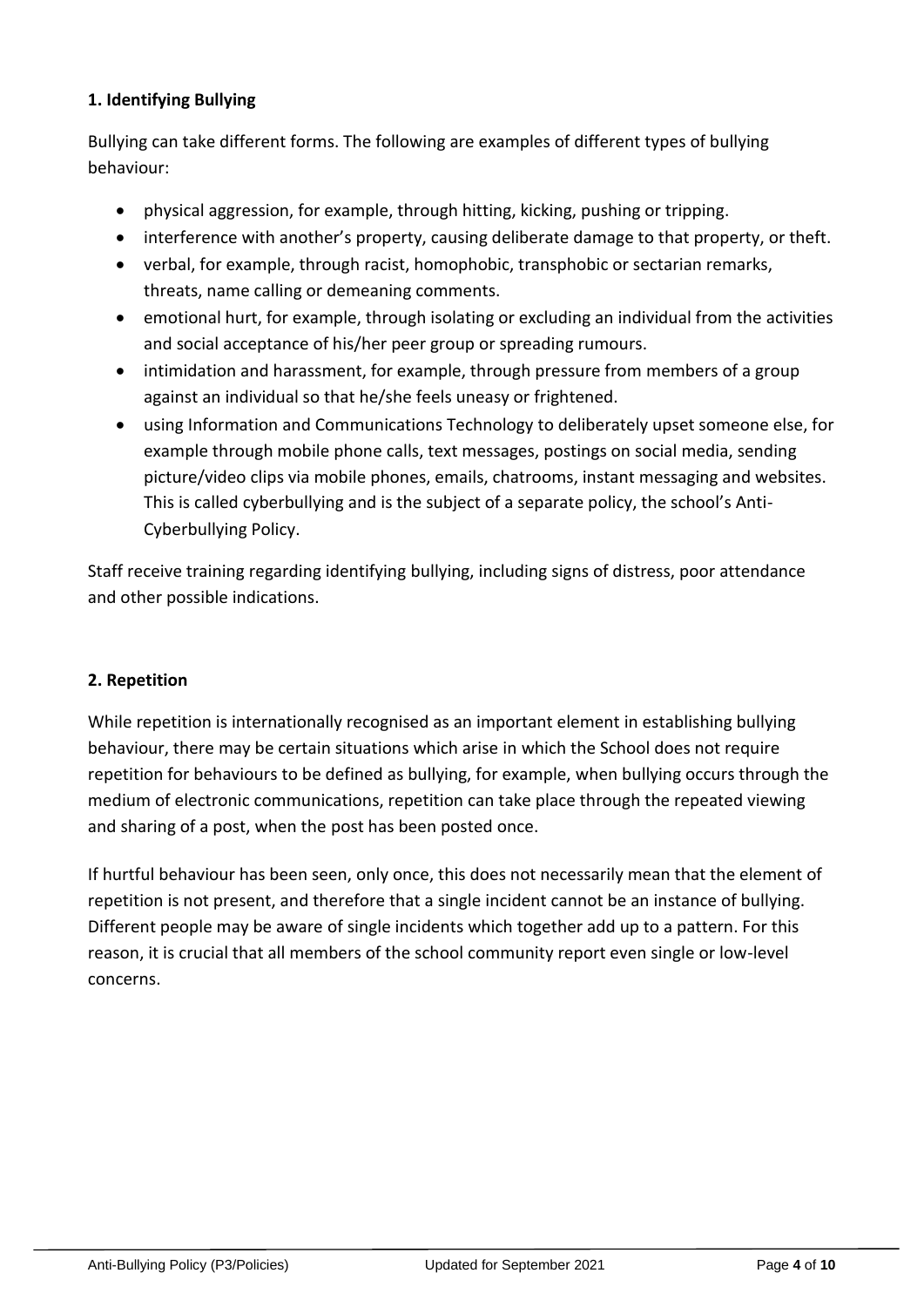**1. Identifying Bullying**

Bullying can take different forms. The following are examples of different types of bullying behaviour:

- physical aggression, for example, through hitting, kicking, pushing or tripping.
- interference with another's property, causing deliberate damage to that property, or theft.
- verbal, for example, through racist, homophobic, transphobic or sectarian remarks, threats, name calling or demeaning comments.
- emotional hurt, for example, through isolating or excluding an individual from the activities and social acceptance of his/her peer group or spreading rumours.
- intimidation and harassment, for example, through pressure from members of a group against an individual so that he/she feels uneasy or frightened.
- using Information and Communications Technology to deliberately upset someone else, for example through mobile phone calls, text messages, postings on social media, sending picture/video clips via mobile phones, emails, chatrooms, instant messaging and websites. This is called cyberbullying and is the subject of a separate policy, the school's Anti-Cyberbullying Policy.

Staff receive training regarding identifying bullying, including signs of distress, poor attendance and other possible indications.

**2. Repetition**

While repetition is internationally recognised as an important element in establishing bullying behaviour, there may be certain situations which arise in which the School does not require repetition for behaviours to be defined as bullying, for example, when bullying occurs through the medium of electronic communications, repetition can take place through the repeated viewing and sharing of a post, when the post has been posted once.

If hurtful behaviour has been seen, only once, this does not necessarily mean that the element of repetition is not present, and therefore that a single incident cannot be an instance of bullying. Different people may be aware of single incidents which together add up to a pattern. For this reason, it is crucial that all members of the school community report even single or low-level concerns.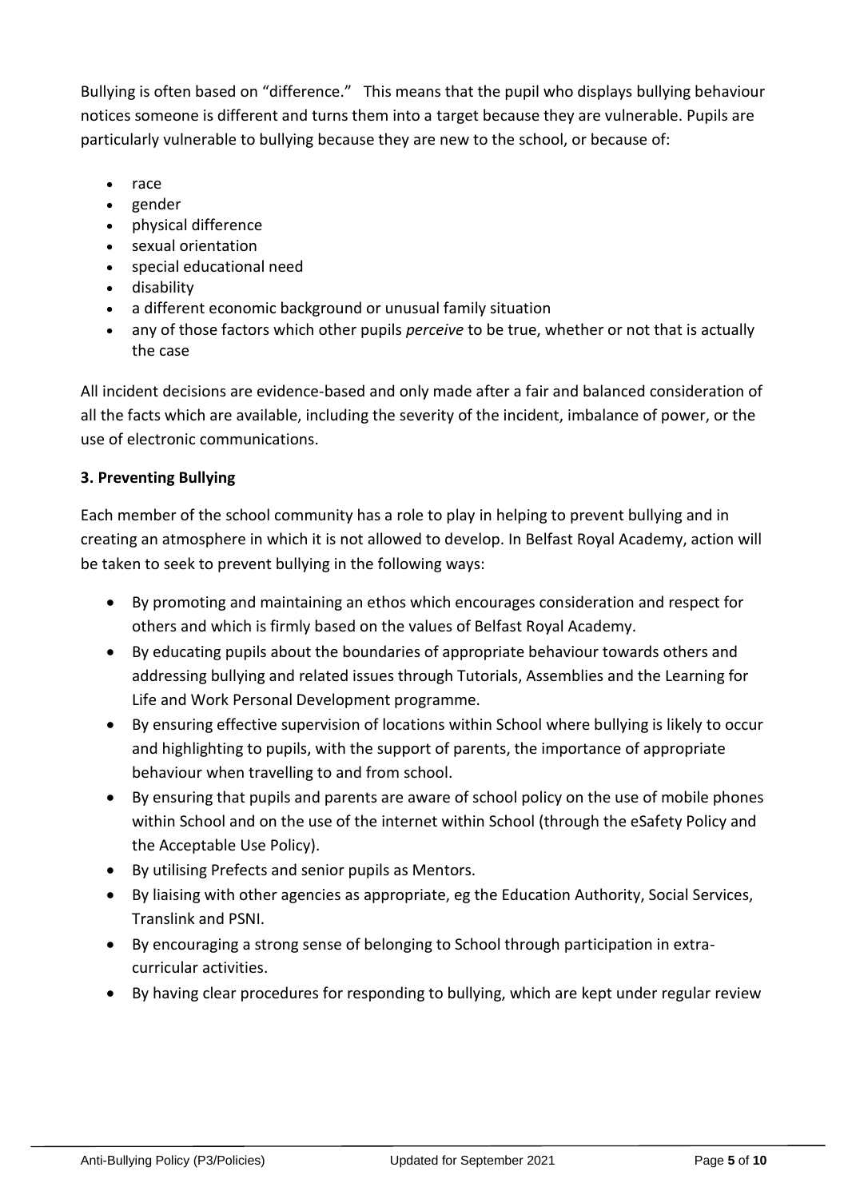Bullying is often based on "difference." This means that the pupil who displays bullying behaviour notices someone is different and turns them into a target because they are vulnerable. Pupils are particularly vulnerable to bullying because they are new to the school, or because of:

- race
- gender
- physical difference
- sexual orientation
- special educational need
- disability
- a different economic background or unusual family situation
- any of those factors which other pupils *perceive* to be true, whether or not that is actually the case

All incident decisions are evidence-based and only made after a fair and balanced consideration of all the facts which are available, including the severity of the incident, imbalance of power, or the use of electronic communications.

### 3. Preventing Bullying

Each member of the school community has a role to play in helping to prevent bullying and in creating an atmosphere in which it is not allowed to develop. In Belfast Royal Academy, action will be taken to seek to prevent bullying in the following ways:

- By promoting and maintaining an ethos which encourages consideration and respect for others and which is firmly based on the values of Belfast Royal Academy.
- By educating pupils about the boundaries of appropriate behaviour towards others and addressing bullying and related issues through Tutorials, Assemblies and the Learning for Life and Work Personal Development programme.
- By ensuring effective supervision of locations within School where bullying is likely to occur and highlighting to pupils, with the support of parents, the importance of appropriate behaviour when travelling to and from school.
- By ensuring that pupils and parents are aware of school policy on the use of mobile phones within School and on the use of the internet within School (through the eSafety Policy and the Acceptable Use Policy).
- By utilising Prefects and senior pupils as Mentors.
- By liaising with other agencies as appropriate, eg the Education Authority, Social Services, Translink and PSNI.
- By encouraging a strong sense of belonging to School through participation in extra-curricular activities.
- By having clear procedures for responding to bullying, which are kept under regular review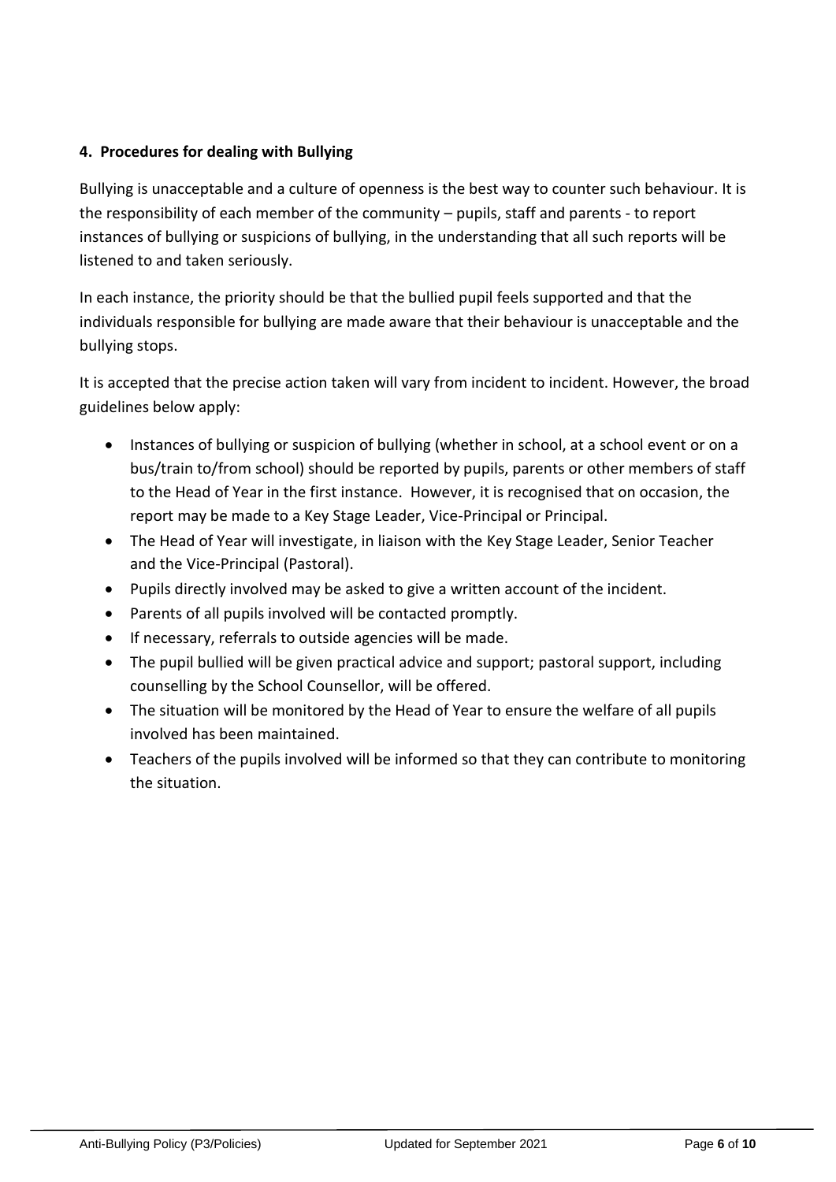#### 4. Procedures for dealing with Bullying

Bullying is unacceptable and a culture of openness is the best way to counter such behaviour. It is the responsibility of each member of the community – pupils, staff and parents - to report instances of bullying or suspicions of bullying, in the understanding that all such reports will be listened to and taken seriously.

In each instance, the priority should be that the bullied pupil feels supported and that the individuals responsible for bullying are made aware that their behaviour is unacceptable and the bullying stops.

It is accepted that the precise action taken will vary from incident to incident. However, the broad guidelines below apply:

- Instances of bullying or suspicion of bullying (whether in school, at a school event or on a bus/train to/from school) should be reported by pupils, parents or other members of staff to the Head of Year in the first instance. However, it is recognised that on occasion, the report may be made to a Key Stage Leader, Vice-Principal or Principal.
- The Head of Year will investigate, in liaison with the Key Stage Leader, Senior Teacher and the Vice-Principal (Pastoral).
- Pupils directly involved may be asked to give a written account of the incident.
- Parents of all pupils involved will be contacted promptly.
- If necessary, referrals to outside agencies will be made.
- The pupil bullied will be given practical advice and support; pastoral support, including counselling by the School Counsellor, will be offered.
- The situation will be monitored by the Head of Year to ensure the welfare of all pupils involved has been maintained.
- Teachers of the pupils involved will be informed so that they can contribute to monitoring the situation.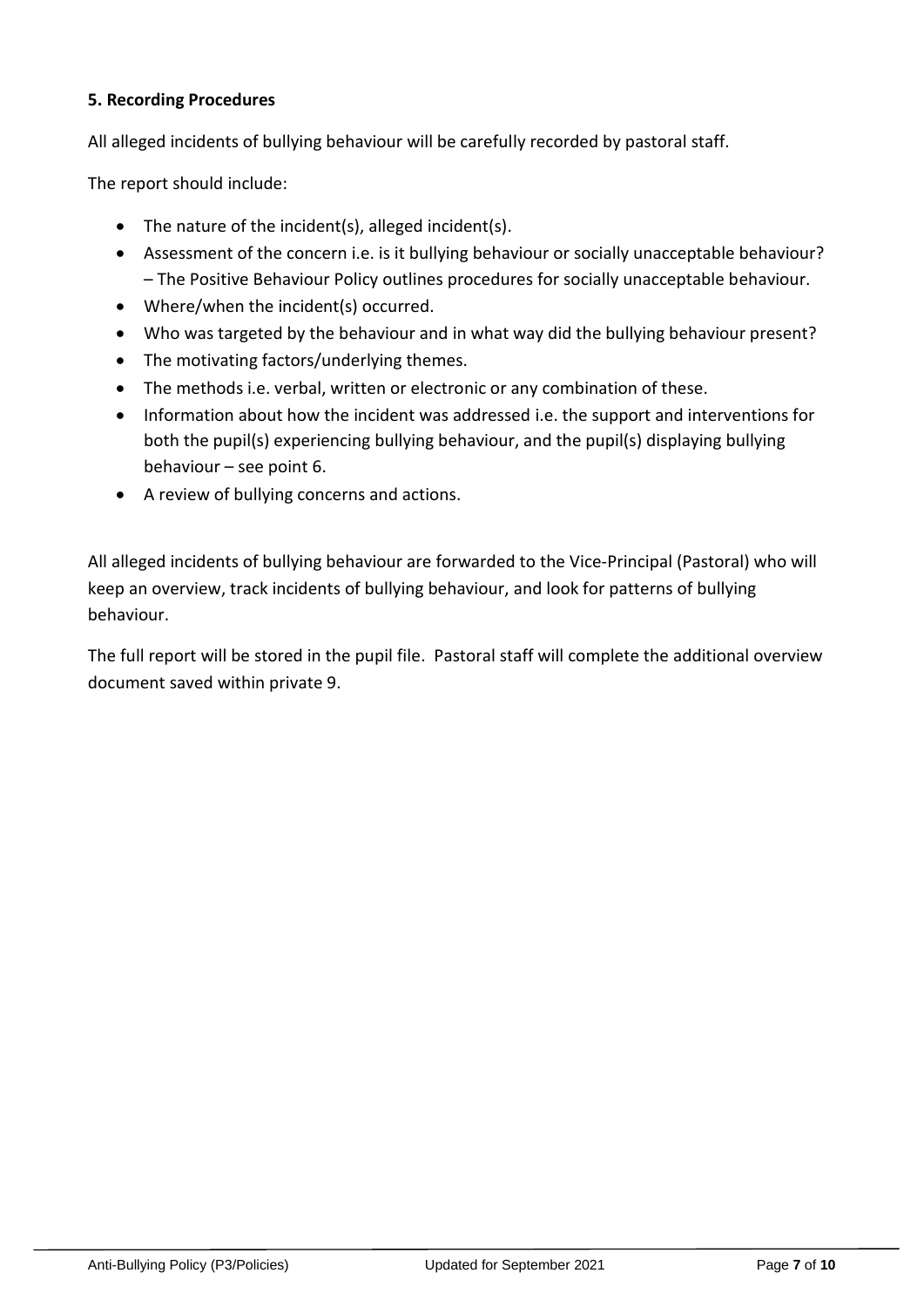**5. Recording Procedures**

All alleged incidents of bullying behaviour will be carefully recorded by pastoral staff.

The report should include:

- The nature of the incident(s), alleged incident(s).
- Assessment of the concern i.e. is it bullying behaviour or socially unacceptable behaviour? – The Positive Behaviour Policy outlines procedures for socially unacceptable behaviour.
- Where/when the incident(s) occurred.
- Who was targeted by the behaviour and in what way did the bullying behaviour present?
- The motivating factors/underlying themes.
- The methods i.e. verbal, written or electronic or any combination of these.
- Information about how the incident was addressed i.e. the support and interventions for both the pupil(s) experiencing bullying behaviour, and the pupil(s) displaying bullying behaviour – see point 6.
- A review of bullying concerns and actions.

All alleged incidents of bullying behaviour are forwarded to the Vice-Principal (Pastoral) who will keep an overview, track incidents of bullying behaviour, and look for patterns of bullying behaviour.

The full report will be stored in the pupil file. Pastoral staff will complete the additional overview document saved within private 9.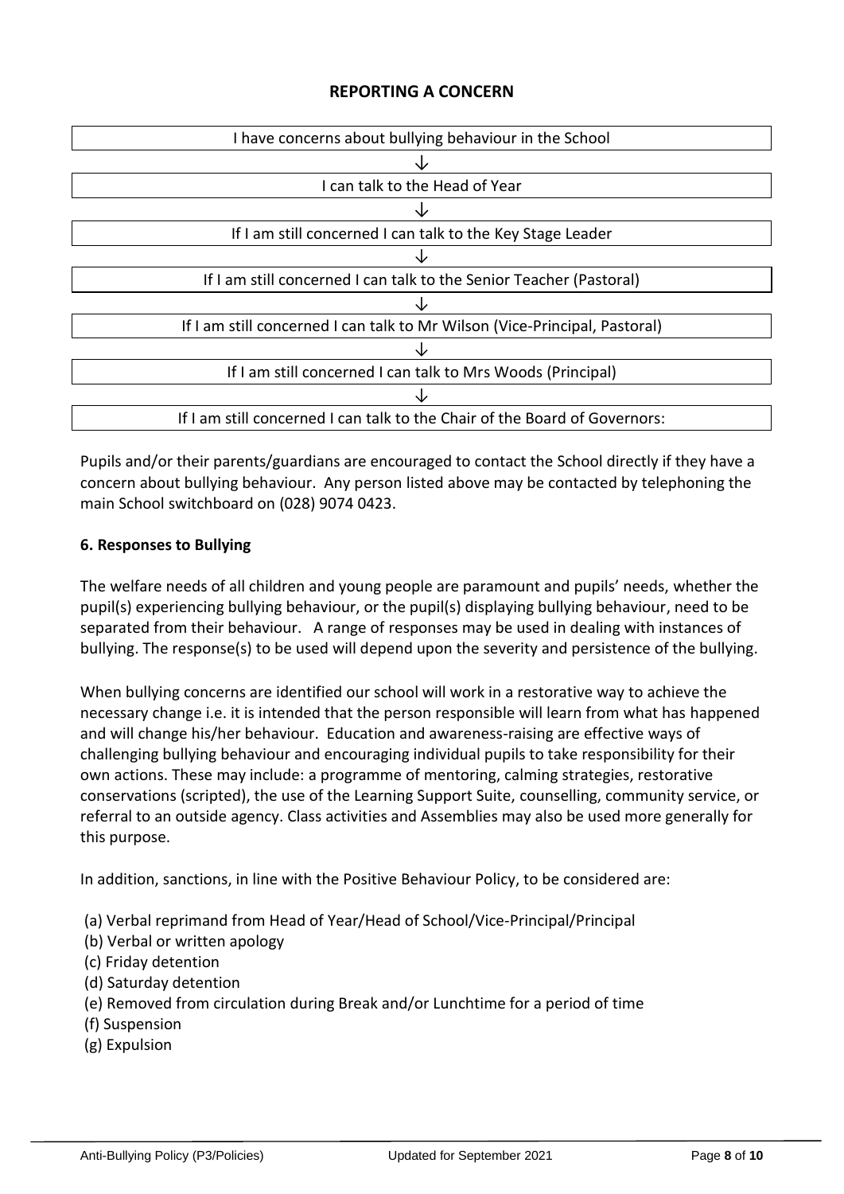## REPORTING A CONCERN

| I have concerns about bullying behaviour in the School |
|---|
| ↓ |
| I can talk to the Head of Year |
| ↓ |
| If I am still concerned I can talk to the Key Stage Leader |
| ↓ |
| If I am still concerned I can talk to the Senior Teacher (Pastoral) |
| ↓ |
| If I am still concerned I can talk to Mr Wilson (Vice-Principal, Pastoral) |
| ↓ |
| If I am still concerned I can talk to Mrs Woods (Principal) |
| ↓ |
| If I am still concerned I can talk to the Chair of the Board of Governors: |

Pupils and/or their parents/guardians are encouraged to contact the School directly if they have a concern about bullying behaviour. Any person listed above may be contacted by telephoning the main School switchboard on (028) 9074 0423.

**6. Responses to Bullying**

The welfare needs of all children and young people are paramount and pupils' needs, whether the pupil(s) experiencing bullying behaviour, or the pupil(s) displaying bullying behaviour, need to be separated from their behaviour. A range of responses may be used in dealing with instances of bullying. The response(s) to be used will depend upon the severity and persistence of the bullying.

When bullying concerns are identified our school will work in a restorative way to achieve the necessary change i.e. it is intended that the person responsible will learn from what has happened and will change his/her behaviour. Education and awareness-raising are effective ways of challenging bullying behaviour and encouraging individual pupils to take responsibility for their own actions. These may include: a programme of mentoring, calming strategies, restorative conservations (scripted), the use of the Learning Support Suite, counselling, community service, or referral to an outside agency. Class activities and Assemblies may also be used more generally for this purpose.

In addition, sanctions, in line with the Positive Behaviour Policy, to be considered are:

(a) Verbal reprimand from Head of Year/Head of School/Vice-Principal/Principal
(b) Verbal or written apology
(c) Friday detention
(d) Saturday detention
(e) Removed from circulation during Break and/or Lunchtime for a period of time
(f) Suspension
(g) Expulsion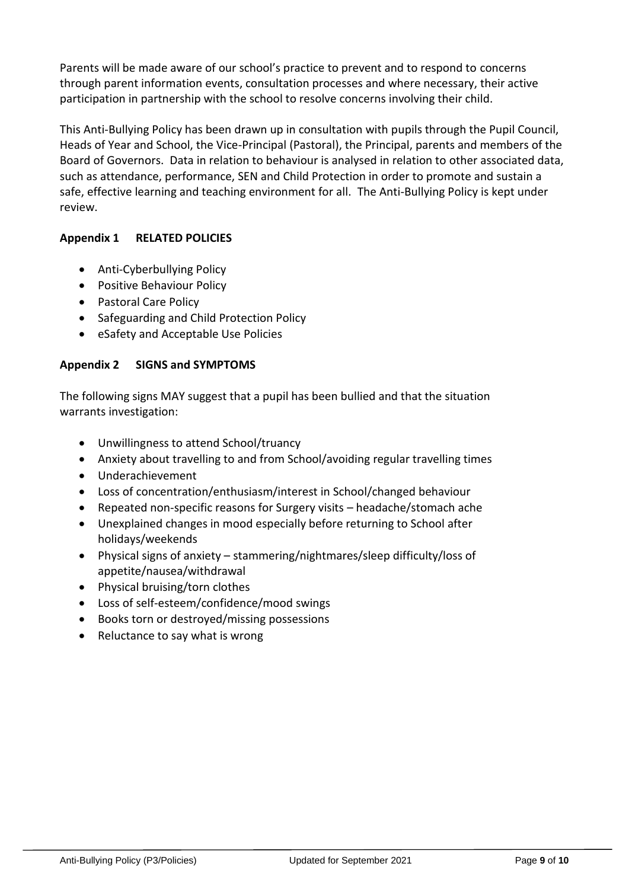Parents will be made aware of our school's practice to prevent and to respond to concerns through parent information events, consultation processes and where necessary, their active participation in partnership with the school to resolve concerns involving their child.

This Anti-Bullying Policy has been drawn up in consultation with pupils through the Pupil Council, Heads of Year and School, the Vice-Principal (Pastoral), the Principal, parents and members of the Board of Governors. Data in relation to behaviour is analysed in relation to other associated data, such as attendance, performance, SEN and Child Protection in order to promote and sustain a safe, effective learning and teaching environment for all. The Anti-Bullying Policy is kept under review.

**Appendix 1 RELATED POLICIES**

- Anti-Cyberbullying Policy
- Positive Behaviour Policy
- Pastoral Care Policy
- Safeguarding and Child Protection Policy
- eSafety and Acceptable Use Policies

**Appendix 2 SIGNS and SYMPTOMS**

The following signs MAY suggest that a pupil has been bullied and that the situation warrants investigation:

- Unwillingness to attend School/truancy
- Anxiety about travelling to and from School/avoiding regular travelling times
- Underachievement
- Loss of concentration/enthusiasm/interest in School/changed behaviour
- Repeated non-specific reasons for Surgery visits – headache/stomach ache
- Unexplained changes in mood especially before returning to School after holidays/weekends
- Physical signs of anxiety – stammering/nightmares/sleep difficulty/loss of appetite/nausea/withdrawal
- Physical bruising/torn clothes
- Loss of self-esteem/confidence/mood swings
- Books torn or destroyed/missing possessions
- Reluctance to say what is wrong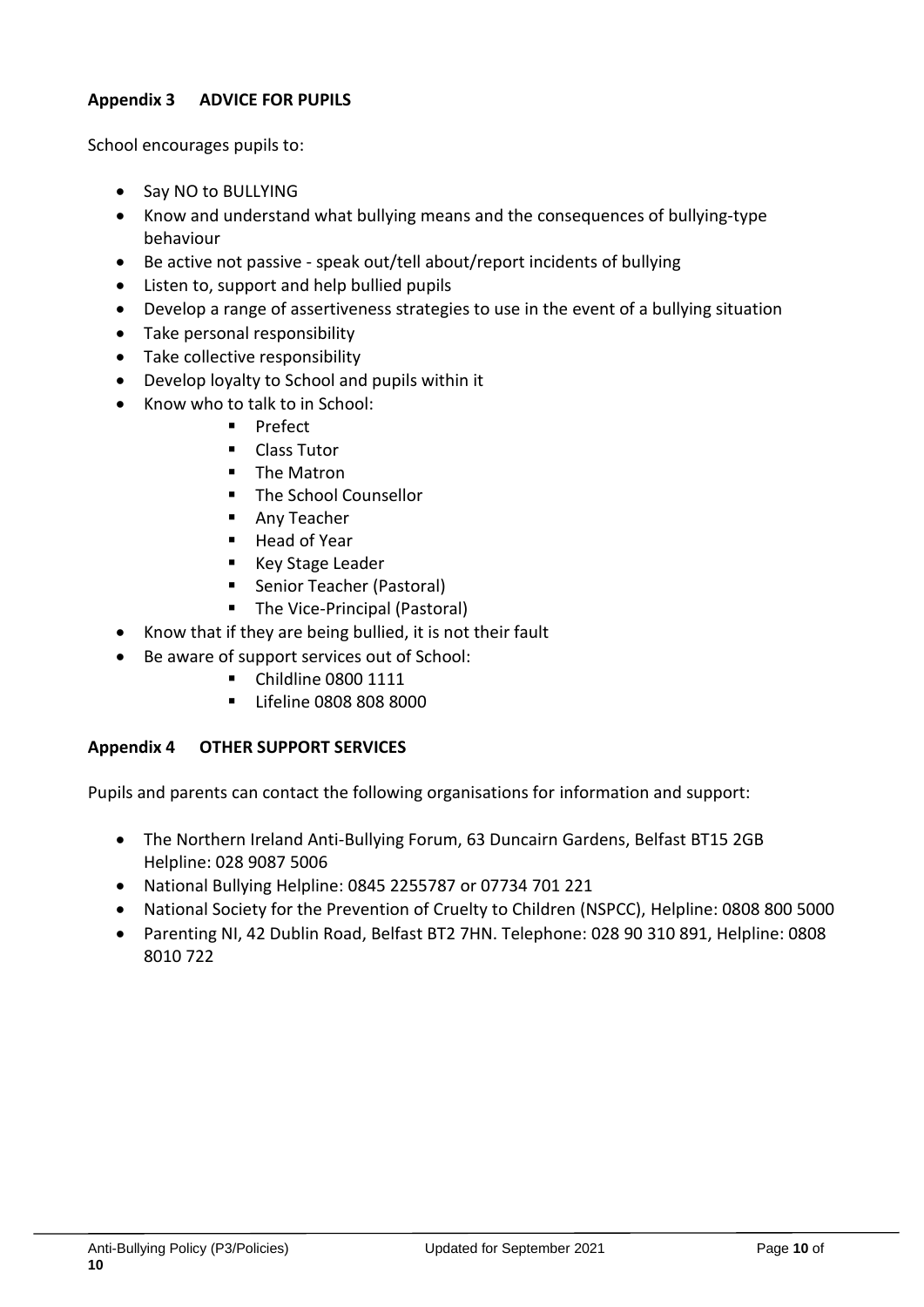## Appendix 3 ADVICE FOR PUPILS

School encourages pupils to:

- Say NO to BULLYING
- Know and understand what bullying means and the consequences of bullying-type behaviour
- Be active not passive - speak out/tell about/report incidents of bullying
- Listen to, support and help bullied pupils
- Develop a range of assertiveness strategies to use in the event of a bullying situation
- Take personal responsibility
- Take collective responsibility
- Develop loyalty to School and pupils within it
- Know who to talk to in School:
    - Prefect
    - Class Tutor
    - The Matron
    - The School Counsellor
    - Any Teacher
    - Head of Year
    - Key Stage Leader
    - Senior Teacher (Pastoral)
    - The Vice-Principal (Pastoral)
- Know that if they are being bullied, it is not their fault
- Be aware of support services out of School:
    - Childline 0800 1111
    - Lifeline 0808 808 8000

## Appendix 4 OTHER SUPPORT SERVICES

Pupils and parents can contact the following organisations for information and support:

- The Northern Ireland Anti-Bullying Forum, 63 Duncairn Gardens, Belfast BT15 2GB Helpline: 028 9087 5006
- National Bullying Helpline: 0845 2255787 or 07734 701 221
- National Society for the Prevention of Cruelty to Children (NSPCC), Helpline: 0808 800 5000
- Parenting NI, 42 Dublin Road, Belfast BT2 7HN. Telephone: 028 90 310 891, Helpline: 0808 8010 722